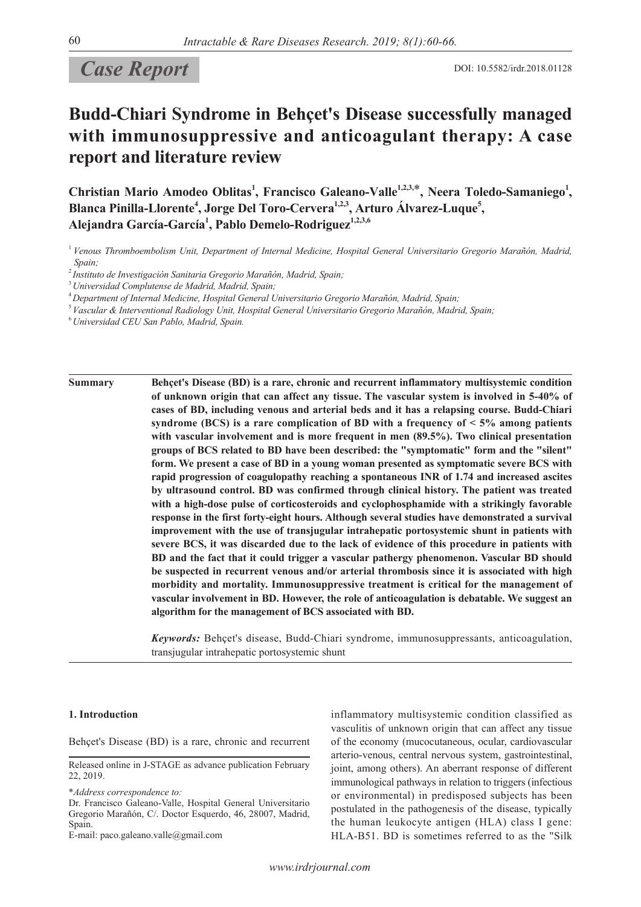*Case Report*

DOI: 10.5582/irdr.2018.01128

# Budd-Chiari Syndrome in Behçet's Disease successfully managed with immunosuppressive and anticoagulant therapy: A case report and literature review

**Christian Mario Amodeo Oblitas[1], Francisco Galeano-Valle[1,2,3,*], Neera Toledo-Samaniego[1], Blanca Pinilla-Llorente[4], Jorge Del Toro-Cervera[1,2,3], Arturo Álvarez-Luque[5], Alejandra García-García[1], Pablo Demelo-Rodriguez[1,2,3,6]**

[1] *Venous Thromboembolism Unit, Department of Internal Medicine, Hospital General Universitario Gregorio Marañón, Madrid, Spain;*
[2] *Instituto de Investigación Sanitaria Gregorio Marañón, Madrid, Spain;*
[3] *Universidad Complutense de Madrid, Madrid, Spain;*
[4] *Department of Internal Medicine, Hospital General Universitario Gregorio Marañón, Madrid, Spain;*
[5] *Vascular & Interventional Radiology Unit, Hospital General Universitario Gregorio Marañón, Madrid, Spain;*
[6] *Universidad CEU San Pablo, Madrid, Spain.*

**Summary** **Behçet's Disease (BD) is a rare, chronic and recurrent inflammatory multisystemic condition of unknown origin that can affect any tissue. The vascular system is involved in 5-40% of cases of BD, including venous and arterial beds and it has a relapsing course. Budd-Chiari syndrome (BCS) is a rare complication of BD with a frequency of < 5% among patients with vascular involvement and is more frequent in men (89.5%). Two clinical presentation groups of BCS related to BD have been described: the "symptomatic" form and the "silent" form. We present a case of BD in a young woman presented as symptomatic severe BCS with rapid progression of coagulopathy reaching a spontaneous INR of 1.74 and increased ascites by ultrasound control. BD was confirmed through clinical history. The patient was treated with a high-dose pulse of corticosteroids and cyclophosphamide with a strikingly favorable response in the first forty-eight hours. Although several studies have demonstrated a survival improvement with the use of transjugular intrahepatic portosystemic shunt in patients with severe BCS, it was discarded due to the lack of evidence of this procedure in patients with BD and the fact that it could trigger a vascular pathergy phenomenon. Vascular BD should be suspected in recurrent venous and/or arterial thrombosis since it is associated with high morbidity and mortality. Immunosuppressive treatment is critical for the management of vascular involvement in BD. However, the role of anticoagulation is debatable. We suggest an algorithm for the management of BCS associated with BD.**

***Keywords:*** Behçet's disease, Budd-Chiari syndrome, immunosuppressants, anticoagulation, transjugular intrahepatic portosystemic shunt

## 1. Introduction

Behçet's Disease (BD) is a rare, chronic and recurrent inflammatory multisystemic condition classified as vasculitis of unknown origin that can affect any tissue of the economy (mucocutaneous, ocular, cardiovascular arterio-venous, central nervous system, gastrointestinal, joint, among others). An aberrant response of different immunological pathways in relation to triggers (infectious or environmental) in predisposed subjects has been postulated in the pathogenesis of the disease, typically the human leukocyte antigen (HLA) class I gene: HLA-B51. BD is sometimes referred to as the "Silk

Released online in J-STAGE as advance publication February 22, 2019.

*\*Address correspondence to:*
Dr. Francisco Galeano-Valle, Hospital General Universitario Gregorio Marañón, C/. Doctor Esquerdo, 46, 28007, Madrid, Spain.
E-mail: paco.galeano.valle@gmail.com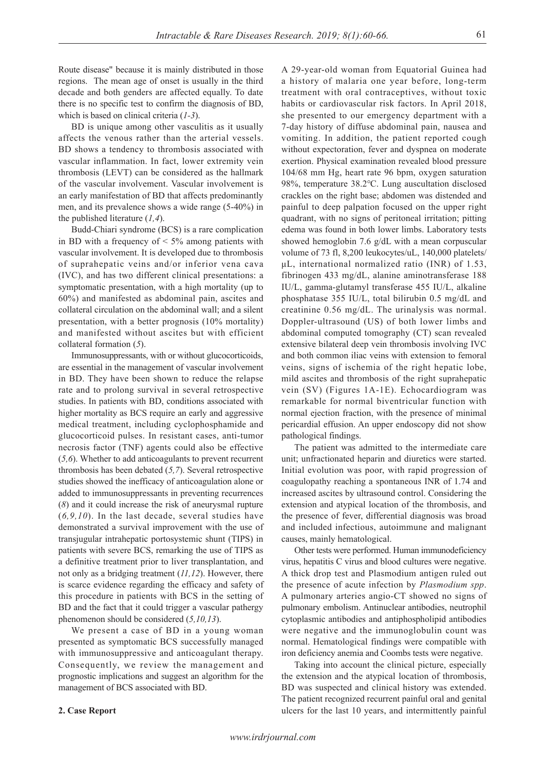Route disease" because it is mainly distributed in those regions. The mean age of onset is usually in the third decade and both genders are affected equally. To date there is no specific test to confirm the diagnosis of BD, which is based on clinical criteria (*1-3*).

BD is unique among other vasculitis as it usually affects the venous rather than the arterial vessels. BD shows a tendency to thrombosis associated with vascular inflammation. In fact, lower extremity vein thrombosis (LEVT) can be considered as the hallmark of the vascular involvement. Vascular involvement is an early manifestation of BD that affects predominantly men, and its prevalence shows a wide range (5-40%) in the published literature (*1,4*).

Budd-Chiari syndrome (BCS) is a rare complication in BD with a frequency of < 5% among patients with vascular involvement. It is developed due to thrombosis of suprahepatic veins and/or inferior vena cava (IVC), and has two different clinical presentations: a symptomatic presentation, with a high mortality (up to 60%) and manifested as abdominal pain, ascites and collateral circulation on the abdominal wall; and a silent presentation, with a better prognosis (10% mortality) and manifested without ascites but with efficient collateral formation (*5*).

Immunosuppressants, with or without glucocorticoids, are essential in the management of vascular involvement in BD. They have been shown to reduce the relapse rate and to prolong survival in several retrospective studies. In patients with BD, conditions associated with higher mortality as BCS require an early and aggressive medical treatment, including cyclophosphamide and glucocorticoid pulses. In resistant cases, anti-tumor necrosis factor (TNF) agents could also be effective (*5,6*). Whether to add anticoagulants to prevent recurrent thrombosis has been debated (*5,7*). Several retrospective studies showed the inefficacy of anticoagulation alone or added to immunosuppressants in preventing recurrences (*8*) and it could increase the risk of aneurysmal rupture (*6,9,10*). In the last decade, several studies have demonstrated a survival improvement with the use of transjugular intrahepatic portosystemic shunt (TIPS) in patients with severe BCS, remarking the use of TIPS as a definitive treatment prior to liver transplantation, and not only as a bridging treatment (*11,12*). However, there is scarce evidence regarding the efficacy and safety of this procedure in patients with BCS in the setting of BD and the fact that it could trigger a vascular pathergy phenomenon should be considered (*5,10,13*).

We present a case of BD in a young woman presented as symptomatic BCS successfully managed with immunosuppressive and anticoagulant therapy. Consequently, we review the management and prognostic implications and suggest an algorithm for the management of BCS associated with BD.

## 2. Case Report

A 29-year-old woman from Equatorial Guinea had a history of malaria one year before, long-term treatment with oral contraceptives, without toxic habits or cardiovascular risk factors. In April 2018, she presented to our emergency department with a 7-day history of diffuse abdominal pain, nausea and vomiting. In addition, the patient reported cough without expectoration, fever and dyspnea on moderate exertion. Physical examination revealed blood pressure 104/68 mm Hg, heart rate 96 bpm, oxygen saturation 98%, temperature 38.2°C. Lung auscultation disclosed crackles on the right base; abdomen was distended and painful to deep palpation focused on the upper right quadrant, with no signs of peritoneal irritation; pitting edema was found in both lower limbs. Laboratory tests showed hemoglobin 7.6 g/dL with a mean corpuscular volume of 73 fl, 8,200 leukocytes/uL, 140,000 platelets/μL, international normalized ratio (INR) of 1.53, fibrinogen 433 mg/dL, alanine aminotransferase 188 IU/L, gamma-glutamyl transferase 455 IU/L, alkaline phosphatase 355 IU/L, total bilirubin 0.5 mg/dL and creatinine 0.56 mg/dL. The urinalysis was normal. Doppler-ultrasound (US) of both lower limbs and abdominal computed tomography (CT) scan revealed extensive bilateral deep vein thrombosis involving IVC and both common iliac veins with extension to femoral veins, signs of ischemia of the right hepatic lobe, mild ascites and thrombosis of the right suprahepatic vein (SV) (Figures 1A-1E). Echocardiogram was remarkable for normal biventricular function with normal ejection fraction, with the presence of minimal pericardial effusion. An upper endoscopy did not show pathological findings.

The patient was admitted to the intermediate care unit; unfractionated heparin and diuretics were started. Initial evolution was poor, with rapid progression of coagulopathy reaching a spontaneous INR of 1.74 and increased ascites by ultrasound control. Considering the extension and atypical location of the thrombosis, and the presence of fever, differential diagnosis was broad and included infectious, autoimmune and malignant causes, mainly hematological.

Other tests were performed. Human immunodeficiency virus, hepatitis C virus and blood cultures were negative. A thick drop test and Plasmodium antigen ruled out the presence of acute infection by *Plasmodium spp*. A pulmonary arteries angio-CT showed no signs of pulmonary embolism. Antinuclear antibodies, neutrophil cytoplasmic antibodies and antiphospholipid antibodies were negative and the immunoglobulin count was normal. Hematological findings were compatible with iron deficiency anemia and Coombs tests were negative.

Taking into account the clinical picture, especially the extension and the atypical location of thrombosis, BD was suspected and clinical history was extended. The patient recognized recurrent painful oral and genital ulcers for the last 10 years, and intermittently painful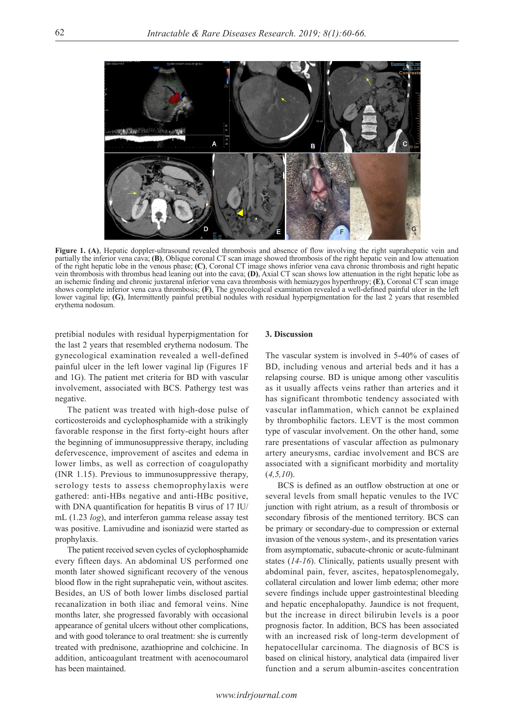**Figure 1. (A)**, Hepatic doppler-ultrasound revealed thrombosis and absence of flow involving the right suprahepatic vein and partially the inferior vena cava; **(B)**, Oblique coronal CT scan image showed thrombosis of the right hepatic vein and low attenuation of the right hepatic lobe in the venous phase; **(C)**, Coronal CT image shows inferior vena cava chronic thrombosis and right hepatic vein thrombosis with thrombus head leaning out into the cava; **(D)**, Axial CT scan shows low attenuation in the right hepatic lobe as an ischemic finding and chronic juxtarenal inferior vena cava thrombosis with hemiazygos hyperthropy; **(E)**, Coronal CT scan image shows complete inferior vena cava thrombosis; **(F)**, The gynecological examination revealed a well-defined painful ulcer in the left lower vaginal lip; **(G)**, Intermittently painful pretibial nodules with residual hyperpigmentation for the last 2 years that resembled erythema nodosum.

pretibial nodules with residual hyperpigmentation for the last 2 years that resembled erythema nodosum. The gynecological examination revealed a well-defined painful ulcer in the left lower vaginal lip (Figures 1F and 1G). The patient met criteria for BD with vascular involvement, associated with BCS. Pathergy test was negative.

The patient was treated with high-dose pulse of corticosteroids and cyclophosphamide with a strikingly favorable response in the first forty-eight hours after the beginning of immunosuppressive therapy, including defervescence, improvement of ascites and edema in lower limbs, as well as correction of coagulopathy (INR 1.15). Previous to immunosuppressive therapy, serology tests to assess chemoprophylaxis were gathered: anti-HBs negative and anti-HBc positive, with DNA quantification for hepatitis B virus of 17 IU/mL (1.23 *log*), and interferon gamma release assay test was positive. Lamivudine and isoniazid were started as prophylaxis.

The patient received seven cycles of cyclophosphamide every fifteen days. An abdominal US performed one month later showed significant recovery of the venous blood flow in the right suprahepatic vein, without ascites. Besides, an US of both lower limbs disclosed partial recanalization in both iliac and femoral veins. Nine months later, she progressed favorably with occasional appearance of genital ulcers without other complications, and with good tolerance to oral treatment: she is currently treated with prednisone, azathioprine and colchicine. In addition, anticoagulant treatment with acenocoumarol has been maintained.

## 3. Discussion

The vascular system is involved in 5-40% of cases of BD, including venous and arterial beds and it has a relapsing course. BD is unique among other vasculitis as it usually affects veins rather than arteries and it has significant thrombotic tendency associated with vascular inflammation, which cannot be explained by thrombophilic factors. LEVT is the most common type of vascular involvement. On the other hand, some rare presentations of vascular affection as pulmonary artery aneurysms, cardiac involvement and BCS are associated with a significant morbidity and mortality (*4,5,10*).

BCS is defined as an outflow obstruction at one or several levels from small hepatic venules to the IVC junction with right atrium, as a result of thrombosis or secondary fibrosis of the mentioned territory. BCS can be primary or secondary-due to compression or external invasion of the venous system-, and its presentation varies from asymptomatic, subacute-chronic or acute-fulminant states (*14-16*). Clinically, patients usually present with abdominal pain, fever, ascites, hepatosplenomegaly, collateral circulation and lower limb edema; other more severe findings include upper gastrointestinal bleeding and hepatic encephalopathy. Jaundice is not frequent, but the increase in direct bilirubin levels is a poor prognosis factor. In addition, BCS has been associated with an increased risk of long-term development of hepatocellular carcinoma. The diagnosis of BCS is based on clinical history, analytical data (impaired liver function and a serum albumin-ascites concentration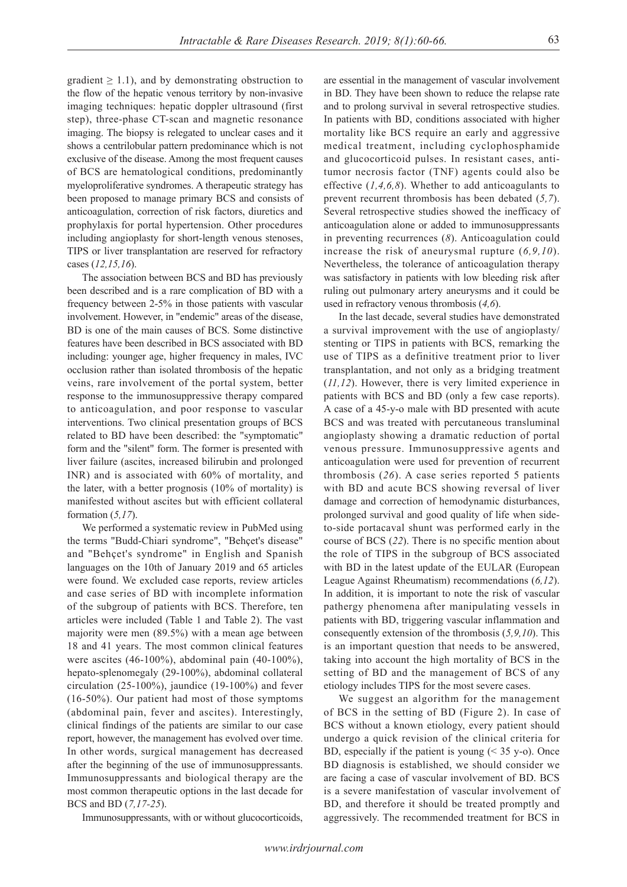gradient $\geq$ 1.1), and by demonstrating obstruction to the flow of the hepatic venous territory by non-invasive imaging techniques: hepatic doppler ultrasound (first step), three-phase CT-scan and magnetic resonance imaging. The biopsy is relegated to unclear cases and it shows a centrilobular pattern predominance which is not exclusive of the disease. Among the most frequent causes of BCS are hematological conditions, predominantly myeloproliferative syndromes. A therapeutic strategy has been proposed to manage primary BCS and consists of anticoagulation, correction of risk factors, diuretics and prophylaxis for portal hypertension. Other procedures including angioplasty for short-length venous stenoses, TIPS or liver transplantation are reserved for refractory cases (*12,15,16*).

The association between BCS and BD has previously been described and is a rare complication of BD with a frequency between 2-5% in those patients with vascular involvement. However, in "endemic" areas of the disease, BD is one of the main causes of BCS. Some distinctive features have been described in BCS associated with BD including: younger age, higher frequency in males, IVC occlusion rather than isolated thrombosis of the hepatic veins, rare involvement of the portal system, better response to the immunosuppressive therapy compared to anticoagulation, and poor response to vascular interventions. Two clinical presentation groups of BCS related to BD have been described: the "symptomatic" form and the "silent" form. The former is presented with liver failure (ascites, increased bilirubin and prolonged INR) and is associated with 60% of mortality, and the later, with a better prognosis (10% of mortality) is manifested without ascites but with efficient collateral formation (*5,17*).

We performed a systematic review in PubMed using the terms "Budd-Chiari syndrome", "Behçet's disease" and "Behçet's syndrome" in English and Spanish languages on the 10th of January 2019 and 65 articles were found. We excluded case reports, review articles and case series of BD with incomplete information of the subgroup of patients with BCS. Therefore, ten articles were included (Table 1 and Table 2). The vast majority were men (89.5%) with a mean age between 18 and 41 years. The most common clinical features were ascites (46-100%), abdominal pain (40-100%), hepato-splenomegaly (29-100%), abdominal collateral circulation (25-100%), jaundice (19-100%) and fever (16-50%). Our patient had most of those symptoms (abdominal pain, fever and ascites). Interestingly, clinical findings of the patients are similar to our case report, however, the management has evolved over time. In other words, surgical management has decreased after the beginning of the use of immunosuppressants. Immunosuppressants and biological therapy are the most common therapeutic options in the last decade for BCS and BD (*7,17-25*).

Immunosuppressants, with or without glucocorticoids, are essential in the management of vascular involvement in BD. They have been shown to reduce the relapse rate and to prolong survival in several retrospective studies. In patients with BD, conditions associated with higher mortality like BCS require an early and aggressive medical treatment, including cyclophosphamide and glucocorticoid pulses. In resistant cases, anti-tumor necrosis factor (TNF) agents could also be effective (*1,4,6,8*). Whether to add anticoagulants to prevent recurrent thrombosis has been debated (*5,7*). Several retrospective studies showed the inefficacy of anticoagulation alone or added to immunosuppressants in preventing recurrences (*8*). Anticoagulation could increase the risk of aneurysmal rupture (*6,9,10*). Nevertheless, the tolerance of anticoagulation therapy was satisfactory in patients with low bleeding risk after ruling out pulmonary artery aneurysms and it could be used in refractory venous thrombosis (*4,6*).

In the last decade, several studies have demonstrated a survival improvement with the use of angioplasty/stenting or TIPS in patients with BCS, remarking the use of TIPS as a definitive treatment prior to liver transplantation, and not only as a bridging treatment (*11,12*). However, there is very limited experience in patients with BCS and BD (only a few case reports). A case of a 45-y-o male with BD presented with acute BCS and was treated with percutaneous transluminal angioplasty showing a dramatic reduction of portal venous pressure. Immunosuppressive agents and anticoagulation were used for prevention of recurrent thrombosis (*26*). A case series reported 5 patients with BD and acute BCS showing reversal of liver damage and correction of hemodynamic disturbances, prolonged survival and good quality of life when side-to-side portacaval shunt was performed early in the course of BCS (*22*). There is no specific mention about the role of TIPS in the subgroup of BCS associated with BD in the latest update of the EULAR (European League Against Rheumatism) recommendations (*6,12*). In addition, it is important to note the risk of vascular pathergy phenomena after manipulating vessels in patients with BD, triggering vascular inflammation and consequently extension of the thrombosis (*5,9,10*). This is an important question that needs to be answered, taking into account the high mortality of BCS in the setting of BD and the management of BCS of any etiology includes TIPS for the most severe cases.

We suggest an algorithm for the management of BCS in the setting of BD (Figure 2). In case of BCS without a known etiology, every patient should undergo a quick revision of the clinical criteria for BD, especially if the patient is young (< 35 y-o). Once BD diagnosis is established, we should consider we are facing a case of vascular involvement of BD. BCS is a severe manifestation of vascular involvement of BD, and therefore it should be treated promptly and aggressively. The recommended treatment for BCS in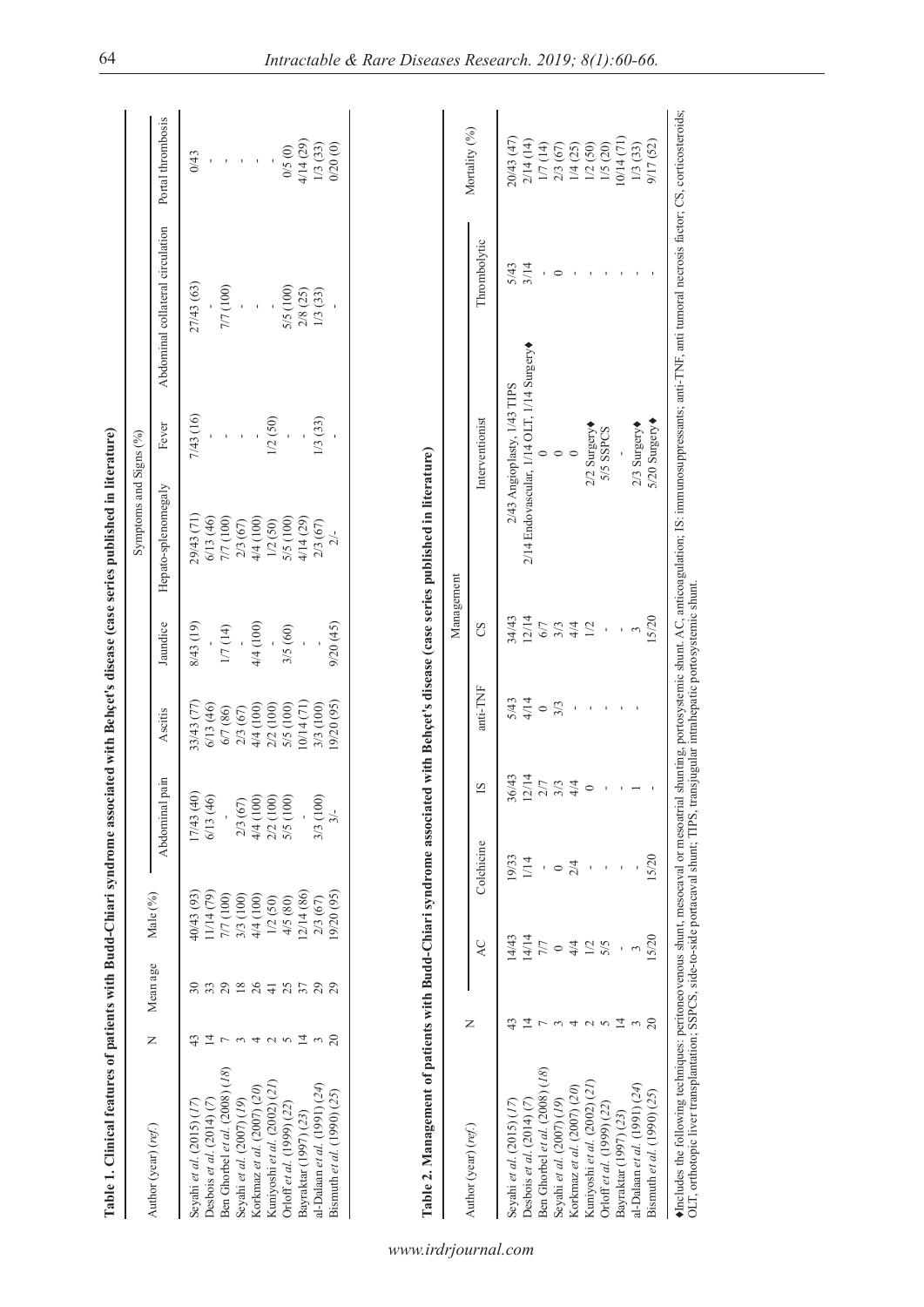**Table 1. Clinical features of patients with Budd-Chiari syndrome associated with Behçet's disease (case series published in literature)**

| Author (year) (*ref.*) | N | Mean age | Male (%) | Symptoms and Signs (%) | | | | | | | |
|---|---|---|---|---|---|---|---|---|---|---|---|
| | | | | Abdominal pain | Ascitis | Jaundice | Hepato-splenomegaly | Fever | Abdominal collateral circulation | Portal thrombosis |
| Seyahi *et al.* (2015) (*17*) | 43 | 30 | 40/43 (93) | 17/43 (40) | 33/43 (77) | 8/43 (19) | 29/43 (71) | 7/43 (16) | 27/43 (63) | 0/43 |
| Desbois *et al.* (2014) (*7*) | 14 | 33 | 11/14 (79) | 6/13 (46) | 6/13 (46) | - | 6/13 (46) | - | - | - |
| Ben Ghorbel *et al.* (2008) (*18*) | 7 | 29 | 7/7 (100) | - | 6/7 (86) | 1/7 (14) | 7/7 (100) | - | 7/7 (100) | - |
| Seyahi *et al.* (2007) (*19*) | 3 | 18 | 3/3 (100) | 2/3 (67) | 2/3 (67) | - | 2/3 (67) | - | - | - |
| Korkmaz *et al.* (2007) (*20*) | 4 | 26 | 4/4 (100) | 4/4 (100) | 4/4 (100) | 4/4 (100) | 4/4 (100) | - | - | - |
| Kuniyoshi *et al.* (2002) (*21*) | 2 | 41 | 1/2 (50) | 2/2 (100) | 2/2 (100) | - | 1/2 (50) | 1/2 (50) | - | - |
| Orloff *et al.* (1999) (*22*) | 5 | 25 | 4/5 (80) | 5/5 (100) | 5/5 (100) | 3/5 (60) | 5/5 (100) | - | 5/5 (100) | 0/5 (0) |
| Bayraktar (1997) (*23*) | 14 | 37 | 12/14 (86) | - | 10/14 (71) | - | 4/14 (29) | - | 2/8 (25) | 4/14 (29) |
| al-Dalaan *et al.* (1991) (*24*) | 3 | 29 | 2/3 (67) | 3/3 (100) | 3/3 (100) | - | 2/3 (67) | 1/3 (33) | 1/3 (33) | 1/3 (33) |
| Bismuth *et al.* (1990) (*25*) | 20 | 29 | 19/20 (95) | 3/- | 19/20 (95) | 9/20 (45) | 2/- | - | - | 0/20 (0) |

**Table 2. Management of patients with Budd-Chiari syndrome associated with Behçet's disease (case series published in literature)**

| Author (year) (*ref.*) | N | Management | | | | | | | Mortality (%) |
|---|---|---|---|---|---|---|---|---|---|
| | | AC | Colchicine | IS | anti-TNF | CS | Interventionist | Thrombolytic | |
| Seyahi *et al.* (2015) (*17*) | 43 | 14/43 | 19/33 | 36/43 | 5/43 | 34/43 | 2/43 Angioplasty, 1/43 TIPS | 5/43 | 20/43 (47) |
| Desbois *et al.* (2014) (*7*) | 14 | 14/14 | 1/14 | 12/14 | 4/14 | 12/14 | 2/14 Endovascular, 1/14 OLT, 1/14 Surgery◆ | 3/14 | 2/14 (14) |
| Ben Ghorbel *et al.* (2008) (*18*) | 7 | 7/7 | - | 2/7 | 0 | 6/7 | 0 | - | 1/7 (14) |
| Seyahi *et al.* (2007) (*19*) | 3 | 0 | 0 | 3/3 | 3/3 | 3/3 | 0 | 0 | 2/3 (67) |
| Korkmaz *et al.* (2007) (*20*) | 4 | 4/4 | 2/4 | 4/4 | - | 4/4 | 0 | - | 1/4 (25) |
| Kuniyoshi *et al.* (2002) (*21*) | 2 | 1/2 | - | 0 | - | 1/2 | 2/2 Surgery◆ | - | 1/2 (50) |
| Orloff *et al.* (1999) (*22*) | 5 | 5/5 | - | - | - | - | 5/5 SSPCS | - | 1/5 (20) |
| Bayraktar (1997) (*23*) | 14 | - | - | - | - | - | - | - | 10/14 (71) |
| al-Dalaan *et al.* (1991) (*24*) | 3 | 3 | - | 1 | - | 3 | 2/3 Surgery◆ | - | 1/3 (33) |
| Bismuth *et al.* (1990) (*25*) | 20 | 15/20 | 15/20 | - | - | 15/20 | 5/20 Surgery◆ | - | 9/17 (52) |

◆Includes the following techniques: peritoneovenous shunt, mesocaval or mesoatrial shunting, portosystemic shunt. AC, anticoagulation; IS: immunosuppressants; anti-TNF, anti tumoral necrosis factor; CS, corticosteroids; OLT, orthotopic liver transplantation; SSPCS, side-to-side portacaval shunt; TIPS, transjugular intrahepatic portosystemic shunt.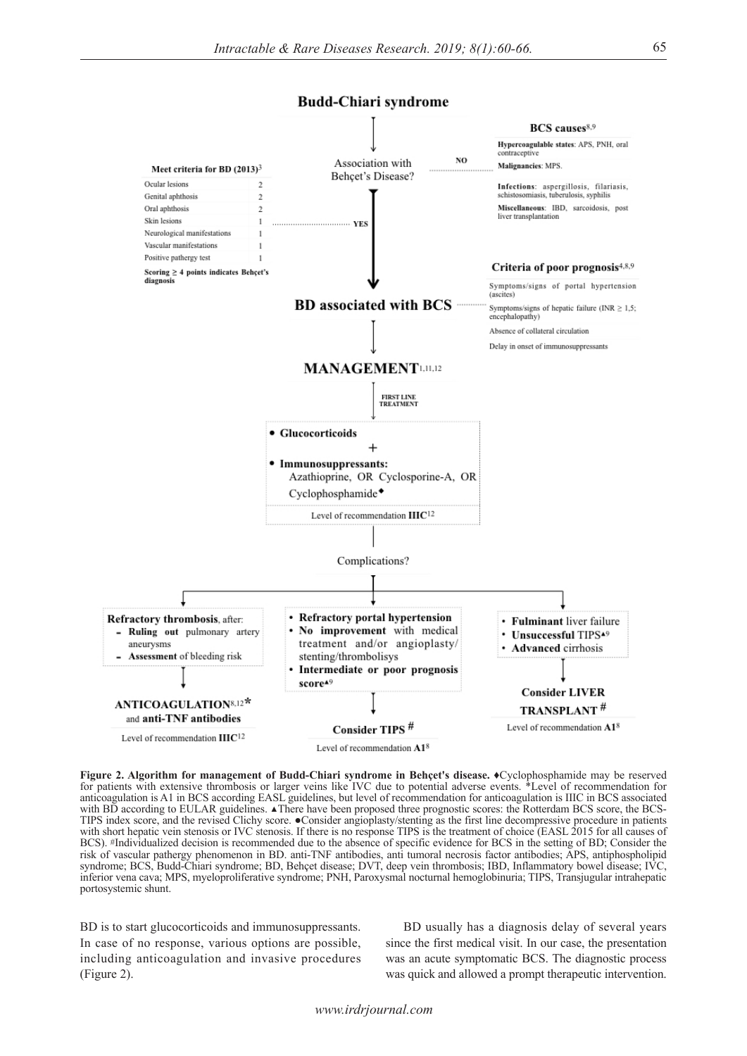# Budd-Chiari syndrome

Association with Behçet's Disease?

**Meet criteria for BD (2013)**[3]

| Criterion | Points |
| --- | --- |
| Ocular lesions | 2 |
| Genital aphthosis | 2 |
| Oral aphthosis | 2 |
| Skin lesions | 1 |
| Neurological manifestations | 1 |
| Vascular manifestations | 1 |
| Positive pathergy test | 1 |

**Scoring ≥ 4 points indicates Behçet's diagnosis**

YES

NO

**BCS causes**[8,9]

- **Hypercoagulable states**: APS, PNH, oral contraceptive
- **Malignancies**: MPS.
- **Infections**: aspergillosis, filariasis, schistosomiasis, tuberulosis, syphilis
- **Miscellaneous**: IBD, sarcoidosis, post liver transplantation

## BD associated with BCS

**Criteria of poor prognosis**[4,8,9]

- Symptoms/signs of portal hypertension (ascites)
- Symptoms/signs of hepatic failure (INR ≥ 1,5; encephalopathy)
- Absence of collateral circulation
- Delay in onset of immunosuppressants

## MANAGEMENT[1,11,12]

FIRST LINE TREATMENT

- **Glucocorticoids**

+

- **Immunosuppressants:** Azathioprine, OR Cyclosporine-A, OR Cyclophosphamide♦

Level of recommendation **IIIC**[12]

Complications?

**Refractory thrombosis**, after:
- **Ruling out** pulmonary artery aneurysms
- **Assessment** of bleeding risk

**ANTICOAGULATION**[8,12]***** and **anti-TNF antibodies**

Level of recommendation **IIIC**[12]

- **Refractory portal hypertension**
- **No improvement** with medical treatment and/or angioplasty/stenting/thrombolisys
- **Intermediate or poor prognosis score**▲[9]

**Consider TIPS** #

Level of recommendation **A1**[8]

- **Fulminant** liver failure
- **Unsuccessful** TIPS●[9]
- **Advanced** cirrhosis

**Consider LIVER TRANSPLANT** #

Level of recommendation **A1**[8]

**Figure 2. Algorithm for management of Budd-Chiari syndrome in Behçet's disease.** ♦Cyclophosphamide may be reserved for patients with extensive thrombosis or larger veins like IVC due to potential adverse events. *Level of recommendation for anticoagulation is A1 in BCS according EASL guidelines, but level of recommendation for anticoagulation is IIIC in BCS associated with BD according to EULAR guidelines. ▲There have been proposed three prognostic scores: the Rotterdam BCS score, the BCS-TIPS index score, and the revised Clichy score. ●Consider angioplasty/stenting as the first line decompressive procedure in patients with short hepatic vein stenosis or IVC stenosis. If there is no response TIPS is the treatment of choice (EASL 2015 for all causes of BCS). #Individualized decision is recommended due to the absence of specific evidence for BCS in the setting of BD; Consider the risk of vascular pathergy phenomenon in BD. anti-TNF antibodies, anti tumoral necrosis factor antibodies; APS, antiphospholipid syndrome; BCS, Budd-Chiari syndrome; BD, Behçet disease; DVT, deep vein thrombosis; IBD, Inflammatory bowel disease; IVC, inferior vena cava; MPS, myeloproliferative syndrome; PNH, Paroxysmal nocturnal hemoglobinuria; TIPS, Transjugular intrahepatic portosystemic shunt.

BD is to start glucocorticoids and immunosuppressants. In case of no response, various options are possible, including anticoagulation and invasive procedures (Figure 2).

BD usually has a diagnosis delay of several years since the first medical visit. In our case, the presentation was an acute symptomatic BCS. The diagnostic process was quick and allowed a prompt therapeutic intervention.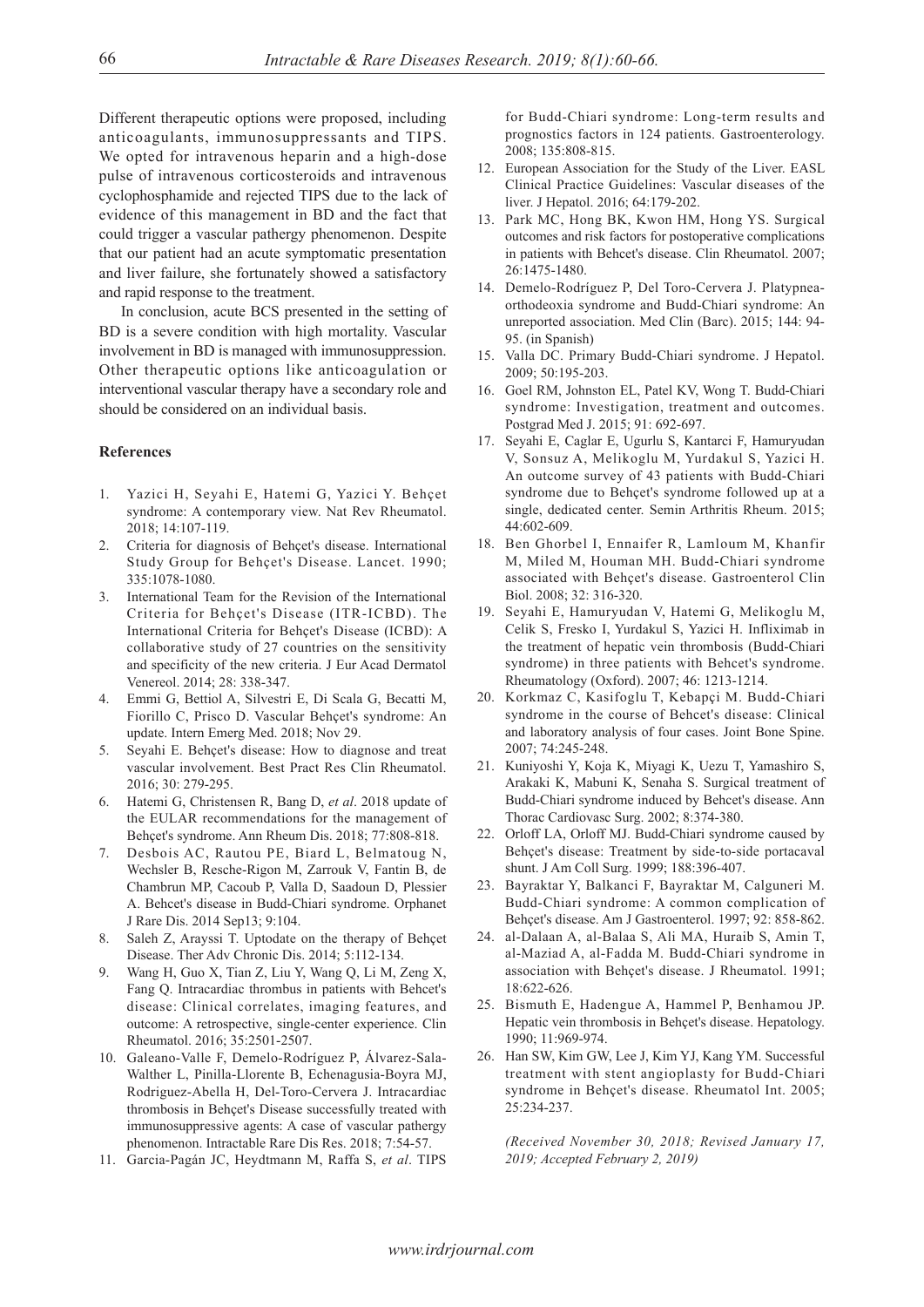Different therapeutic options were proposed, including anticoagulants, immunosuppressants and TIPS. We opted for intravenous heparin and a high-dose pulse of intravenous corticosteroids and intravenous cyclophosphamide and rejected TIPS due to the lack of evidence of this management in BD and the fact that could trigger a vascular pathergy phenomenon. Despite that our patient had an acute symptomatic presentation and liver failure, she fortunately showed a satisfactory and rapid response to the treatment.

In conclusion, acute BCS presented in the setting of BD is a severe condition with high mortality. Vascular involvement in BD is managed with immunosuppression. Other therapeutic options like anticoagulation or interventional vascular therapy have a secondary role and should be considered on an individual basis.

## References

1. Yazici H, Seyahi E, Hatemi G, Yazici Y. Behçet syndrome: A contemporary view. Nat Rev Rheumatol. 2018; 14:107-119.
2. Criteria for diagnosis of Behçet's disease. International Study Group for Behçet's Disease. Lancet. 1990; 335:1078-1080.
3. International Team for the Revision of the International Criteria for Behçet's Disease (ITR-ICBD). The International Criteria for Behçet's Disease (ICBD): A collaborative study of 27 countries on the sensitivity and specificity of the new criteria. J Eur Acad Dermatol Venereol. 2014; 28: 338-347.
4. Emmi G, Bettiol A, Silvestri E, Di Scala G, Becatti M, Fiorillo C, Prisco D. Vascular Behçet's syndrome: An update. Intern Emerg Med. 2018; Nov 29.
5. Seyahi E. Behçet's disease: How to diagnose and treat vascular involvement. Best Pract Res Clin Rheumatol. 2016; 30: 279-295.
6. Hatemi G, Christensen R, Bang D, *et al*. 2018 update of the EULAR recommendations for the management of Behçet's syndrome. Ann Rheum Dis. 2018; 77:808-818.
7. Desbois AC, Rautou PE, Biard L, Belmatoug N, Wechsler B, Resche-Rigon M, Zarrouk V, Fantin B, de Chambrun MP, Cacoub P, Valla D, Saadoun D, Plessier A. Behcet's disease in Budd-Chiari syndrome. Orphanet J Rare Dis. 2014 Sep13; 9:104.
8. Saleh Z, Arayssi T. Uptodate on the therapy of Behçet Disease. Ther Adv Chronic Dis. 2014; 5:112-134.
9. Wang H, Guo X, Tian Z, Liu Y, Wang Q, Li M, Zeng X, Fang Q. Intracardiac thrombus in patients with Behcet's disease: Clinical correlates, imaging features, and outcome: A retrospective, single-center experience. Clin Rheumatol. 2016; 35:2501-2507.
10. Galeano-Valle F, Demelo-Rodríguez P, Álvarez-Sala-Walther L, Pinilla-Llorente B, Echenagusia-Boyra MJ, Rodriguez-Abella H, Del-Toro-Cervera J. Intracardiac thrombosis in Behçet's Disease successfully treated with immunosuppressive agents: A case of vascular pathergy phenomenon. Intractable Rare Dis Res. 2018; 7:54-57.
11. Garcia-Pagán JC, Heydtmann M, Raffa S, *et al*. TIPS for Budd-Chiari syndrome: Long-term results and prognostics factors in 124 patients. Gastroenterology. 2008; 135:808-815.
12. European Association for the Study of the Liver. EASL Clinical Practice Guidelines: Vascular diseases of the liver. J Hepatol. 2016; 64:179-202.
13. Park MC, Hong BK, Kwon HM, Hong YS. Surgical outcomes and risk factors for postoperative complications in patients with Behcet's disease. Clin Rheumatol. 2007; 26:1475-1480.
14. Demelo-Rodríguez P, Del Toro-Cervera J. Platypnea-orthodeoxia syndrome and Budd-Chiari syndrome: An unreported association. Med Clin (Barc). 2015; 144: 94-95. (in Spanish)
15. Valla DC. Primary Budd-Chiari syndrome. J Hepatol. 2009; 50:195-203.
16. Goel RM, Johnston EL, Patel KV, Wong T. Budd-Chiari syndrome: Investigation, treatment and outcomes. Postgrad Med J. 2015; 91: 692-697.
17. Seyahi E, Caglar E, Ugurlu S, Kantarci F, Hamuryudan V, Sonsuz A, Melikoglu M, Yurdakul S, Yazici H. An outcome survey of 43 patients with Budd-Chiari syndrome due to Behçet's syndrome followed up at a single, dedicated center. Semin Arthritis Rheum. 2015; 44:602-609.
18. Ben Ghorbel I, Ennaifer R, Lamloum M, Khanfir M, Miled M, Houman MH. Budd-Chiari syndrome associated with Behçet's disease. Gastroenterol Clin Biol. 2008; 32: 316-320.
19. Seyahi E, Hamuryudan V, Hatemi G, Melikoglu M, Celik S, Fresko I, Yurdakul S, Yazici H. Infliximab in the treatment of hepatic vein thrombosis (Budd-Chiari syndrome) in three patients with Behcet's syndrome. Rheumatology (Oxford). 2007; 46: 1213-1214.
20. Korkmaz C, Kasifoglu T, Kebapçi M. Budd-Chiari syndrome in the course of Behcet's disease: Clinical and laboratory analysis of four cases. Joint Bone Spine. 2007; 74:245-248.
21. Kuniyoshi Y, Koja K, Miyagi K, Uezu T, Yamashiro S, Arakaki K, Mabuni K, Senaha S. Surgical treatment of Budd-Chiari syndrome induced by Behcet's disease. Ann Thorac Cardiovasc Surg. 2002; 8:374-380.
22. Orloff LA, Orloff MJ. Budd-Chiari syndrome caused by Behçet's disease: Treatment by side-to-side portacaval shunt. J Am Coll Surg. 1999; 188:396-407.
23. Bayraktar Y, Balkanci F, Bayraktar M, Calguneri M. Budd-Chiari syndrome: A common complication of Behçet's disease. Am J Gastroenterol. 1997; 92: 858-862.
24. al-Dalaan A, al-Balaa S, Ali MA, Huraib S, Amin T, al-Maziad A, al-Fadda M. Budd-Chiari syndrome in association with Behçet's disease. J Rheumatol. 1991; 18:622-626.
25. Bismuth E, Hadengue A, Hammel P, Benhamou JP. Hepatic vein thrombosis in Behçet's disease. Hepatology. 1990; 11:969-974.
26. Han SW, Kim GW, Lee J, Kim YJ, Kang YM. Successful treatment with stent angioplasty for Budd-Chiari syndrome in Behçet's disease. Rheumatol Int. 2005; 25:234-237.

*(Received November 30, 2018; Revised January 17, 2019; Accepted February 2, 2019)*